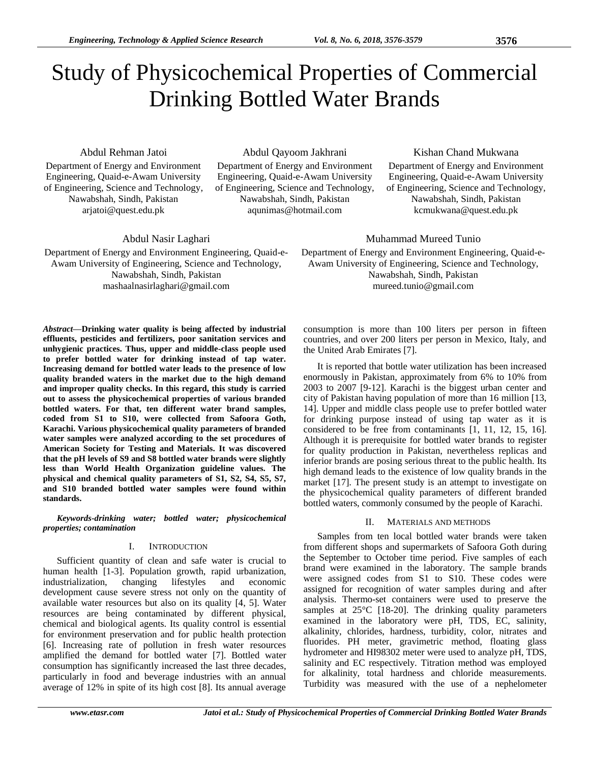# Study of Physicochemical Properties of Commercial Drinking Bottled Water Brands

Abdul Rehman Jatoi
Department of Energy and Environment Engineering, Quaid-e-Awam University of Engineering, Science and Technology, Nawabshah, Sindh, Pakistan
arjatoi@quest.edu.pk

Abdul Qayoom Jakhrani
Department of Energy and Environment Engineering, Quaid-e-Awam University of Engineering, Science and Technology, Nawabshah, Sindh, Pakistan
aqunimas@hotmail.com

Kishan Chand Mukwana
Department of Energy and Environment Engineering, Quaid-e-Awam University of Engineering, Science and Technology, Nawabshah, Sindh, Pakistan
kcmukwana@quest.edu.pk

Abdul Nasir Laghari
Department of Energy and Environment Engineering, Quaid-e-Awam University of Engineering, Science and Technology, Nawabshah, Sindh, Pakistan
mashaalnasirlaghari@gmail.com

Muhammad Mureed Tunio
Department of Energy and Environment Engineering, Quaid-e-Awam University of Engineering, Science and Technology, Nawabshah, Sindh, Pakistan
mureed.tunio@gmail.com

***Abstract*—Drinking water quality is being affected by industrial effluents, pesticides and fertilizers, poor sanitation services and unhygienic practices. Thus, upper and middle-class people used to prefer bottled water for drinking instead of tap water. Increasing demand for bottled water leads to the presence of low quality branded waters in the market due to the high demand and improper quality checks. In this regard, this study is carried out to assess the physicochemical properties of various branded bottled waters. For that, ten different water brand samples, coded from S1 to S10, were collected from Safoora Goth, Karachi. Various physicochemical quality parameters of branded water samples were analyzed according to the set procedures of American Society for Testing and Materials. It was discovered that the pH levels of S9 and S8 bottled water brands were slightly less than World Health Organization guideline values. The physical and chemical quality parameters of S1, S2, S4, S5, S7, and S10 branded bottled water samples were found within standards.**

***Keywords-drinking water; bottled water; physicochemical properties; contamination***

## I. Introduction

Sufficient quantity of clean and safe water is crucial to human health [1-3]. Population growth, rapid urbanization, industrialization, changing lifestyles and economic development cause severe stress not only on the quantity of available water resources but also on its quality [4, 5]. Water resources are being contaminated by different physical, chemical and biological agents. Its quality control is essential for environment preservation and for public health protection [6]. Increasing rate of pollution in fresh water resources amplified the demand for bottled water [7]. Bottled water consumption has significantly increased the last three decades, particularly in food and beverage industries with an annual average of 12% in spite of its high cost [8]. Its annual average consumption is more than 100 liters per person in fifteen countries, and over 200 liters per person in Mexico, Italy, and the United Arab Emirates [7].

It is reported that bottle water utilization has been increased enormously in Pakistan, approximately from 6% to 10% from 2003 to 2007 [9-12]. Karachi is the biggest urban center and city of Pakistan having population of more than 16 million [13, 14]. Upper and middle class people use to prefer bottled water for drinking purpose instead of using tap water as it is considered to be free from contaminants [1, 11, 12, 15, 16]. Although it is prerequisite for bottled water brands to register for quality production in Pakistan, nevertheless replicas and inferior brands are posing serious threat to the public health. Its high demand leads to the existence of low quality brands in the market [17]. The present study is an attempt to investigate on the physicochemical quality parameters of different branded bottled waters, commonly consumed by the people of Karachi.

## II. Materials and Methods

Samples from ten local bottled water brands were taken from different shops and supermarkets of Safoora Goth during the September to October time period. Five samples of each brand were examined in the laboratory. The sample brands were assigned codes from S1 to S10. These codes were assigned for recognition of water samples during and after analysis. Thermo-set containers were used to preserve the samples at 25°C [18-20]. The drinking quality parameters examined in the laboratory were pH, TDS, EC, salinity, alkalinity, chlorides, hardness, turbidity, color, nitrates and fluorides. PH meter, gravimetric method, floating glass hydrometer and HI98302 meter were used to analyze pH, TDS, salinity and EC respectively. Titration method was employed for alkalinity, total hardness and chloride measurements. Turbidity was measured with the use of a nephelometer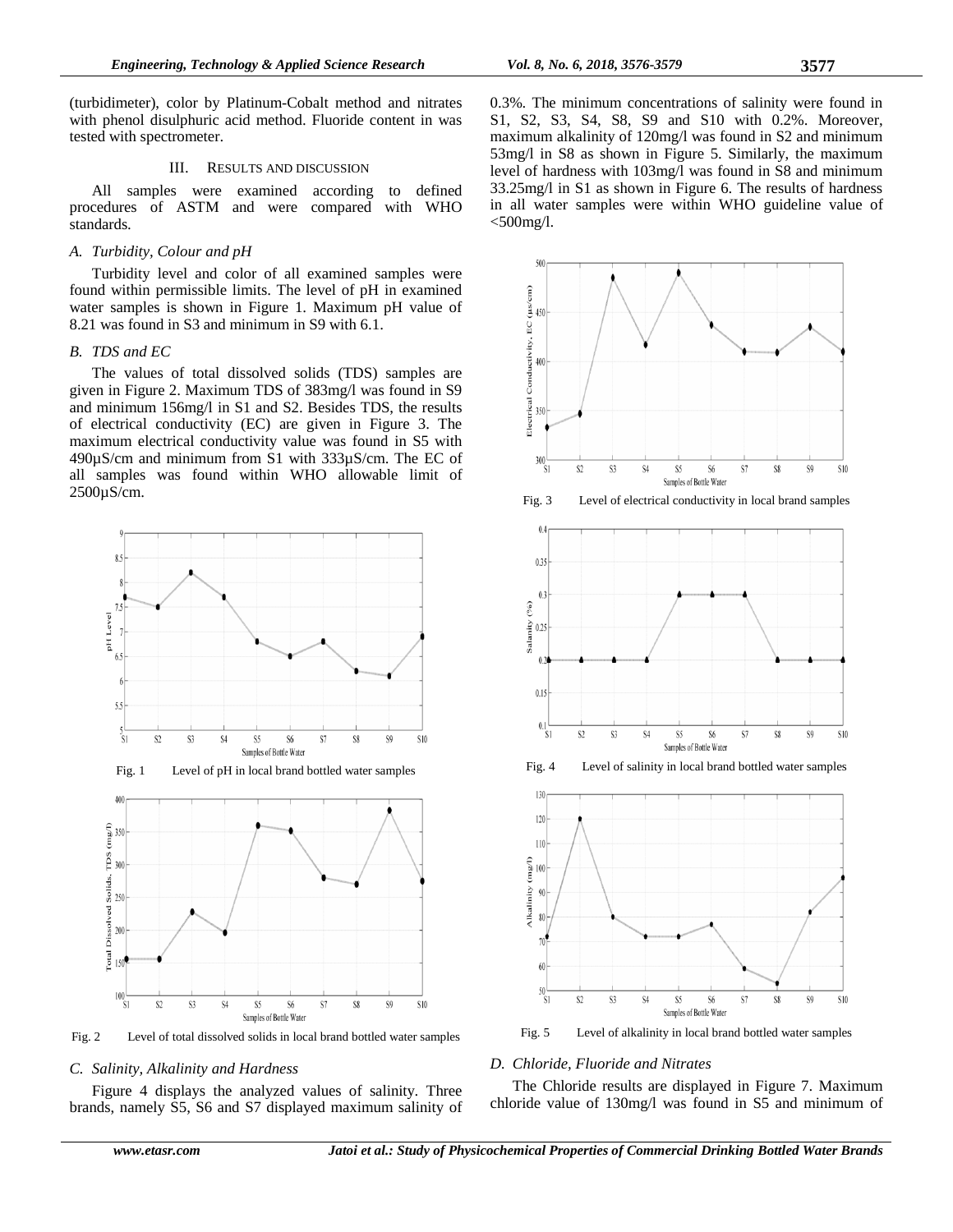(turbidimeter), color by Platinum-Cobalt method and nitrates with phenol disulphuric acid method. Fluoride content in was tested with spectrometer.

## III. Results and Discussion

All samples were examined according to defined procedures of ASTM and were compared with WHO standards.

### A. Turbidity, Colour and pH

Turbidity level and color of all examined samples were found within permissible limits. The level of pH in examined water samples is shown in Figure 1. Maximum pH value of 8.21 was found in S3 and minimum in S9 with 6.1.

### B. TDS and EC

The values of total dissolved solids (TDS) samples are given in Figure 2. Maximum TDS of 383mg/l was found in S9 and minimum 156mg/l in S1 and S2. Besides TDS, the results of electrical conductivity (EC) are given in Figure 3. The maximum electrical conductivity value was found in S5 with 490µS/cm and minimum from S1 with 333µS/cm. The EC of all samples was found within WHO allowable limit of 2500µS/cm.

Fig. 1 Level of pH in local brand bottled water samples

Fig. 2 Level of total dissolved solids in local brand bottled water samples

### C. Salinity, Alkalinity and Hardness

Figure 4 displays the analyzed values of salinity. Three brands, namely S5, S6 and S7 displayed maximum salinity of 0.3%. The minimum concentrations of salinity were found in S1, S2, S3, S4, S8, S9 and S10 with 0.2%. Moreover, maximum alkalinity of 120mg/l was found in S2 and minimum 53mg/l in S8 as shown in Figure 5. Similarly, the maximum level of hardness with 103mg/l was found in S8 and minimum 33.25mg/l in S1 as shown in Figure 6. The results of hardness in all water samples were within WHO guideline value of <500mg/l.

Fig. 3 Level of electrical conductivity in local brand samples

Fig. 4 Level of salinity in local brand bottled water samples

Fig. 5 Level of alkalinity in local brand bottled water samples

### D. Chloride, Fluoride and Nitrates

The Chloride results are displayed in Figure 7. Maximum chloride value of 130mg/l was found in S5 and minimum of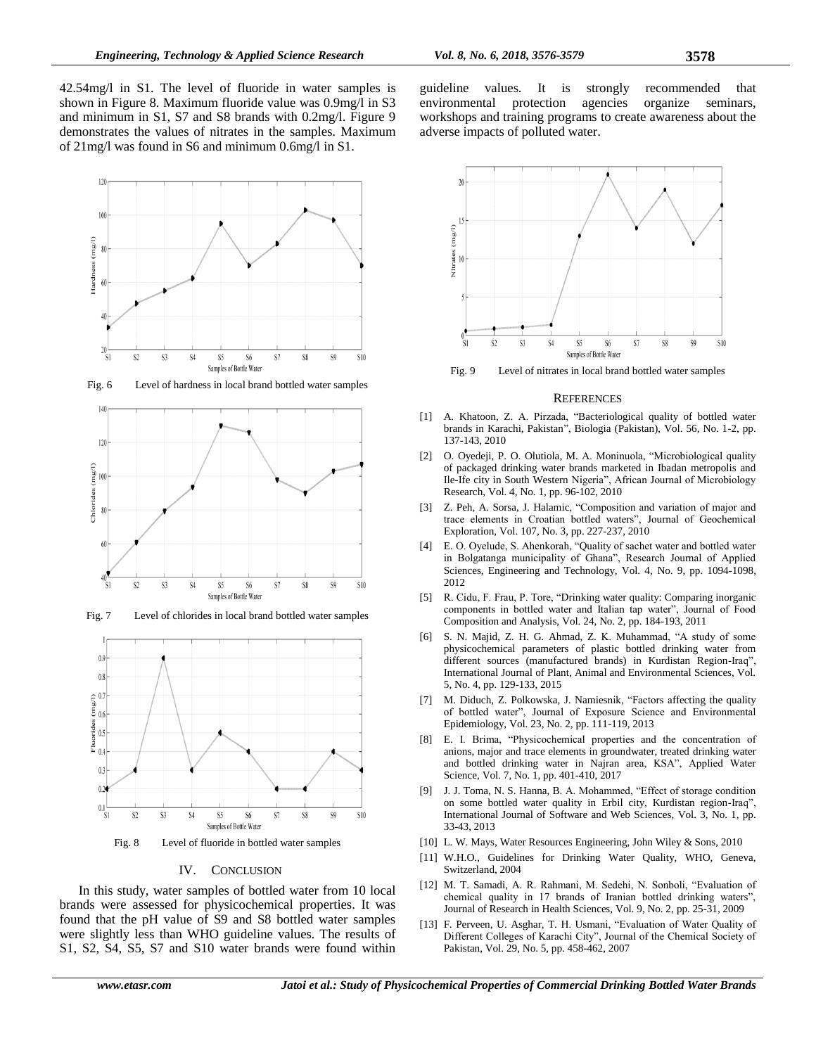42.54mg/l in S1. The level of fluoride in water samples is shown in Figure 8. Maximum fluoride value was 0.9mg/l in S3 and minimum in S1, S7 and S8 brands with 0.2mg/l. Figure 9 demonstrates the values of nitrates in the samples. Maximum of 21mg/l was found in S6 and minimum 0.6mg/l in S1.

Fig. 6 Level of hardness in local brand bottled water samples

Fig. 7 Level of chlorides in local brand bottled water samples

Fig. 8 Level of fluoride in bottled water samples

## IV. CONCLUSION

In this study, water samples of bottled water from 10 local brands were assessed for physicochemical properties. It was found that the pH value of S9 and S8 bottled water samples were slightly less than WHO guideline values. The results of S1, S2, S4, S5, S7 and S10 water brands were found within guideline values. It is strongly recommended that environmental protection agencies organize seminars, workshops and training programs to create awareness about the adverse impacts of polluted water.

Fig. 9 Level of nitrates in local brand bottled water samples

## REFERENCES

[1] A. Khatoon, Z. A. Pirzada, "Bacteriological quality of bottled water brands in Karachi, Pakistan", Biologia (Pakistan), Vol. 56, No. 1-2, pp. 137-143, 2010

[2] O. Oyedeji, P. O. Olutiola, M. A. Moninuola, "Microbiological quality of packaged drinking water brands marketed in Ibadan metropolis and Ile-Ife city in South Western Nigeria", African Journal of Microbiology Research, Vol. 4, No. 1, pp. 96-102, 2010

[3] Z. Peh, A. Sorsa, J. Halamic, "Composition and variation of major and trace elements in Croatian bottled waters", Journal of Geochemical Exploration, Vol. 107, No. 3, pp. 227-237, 2010

[4] E. O. Oyelude, S. Ahenkorah, "Quality of sachet water and bottled water in Bolgatanga municipality of Ghana", Research Journal of Applied Sciences, Engineering and Technology, Vol. 4, No. 9, pp. 1094-1098, 2012

[5] R. Cidu, F. Frau, P. Tore, "Drinking water quality: Comparing inorganic components in bottled water and Italian tap water", Journal of Food Composition and Analysis, Vol. 24, No. 2, pp. 184-193, 2011

[6] S. N. Majid, Z. H. G. Ahmad, Z. K. Muhammad, "A study of some physicochemical parameters of plastic bottled drinking water from different sources (manufactured brands) in Kurdistan Region-Iraq", International Journal of Plant, Animal and Environmental Sciences, Vol. 5, No. 4, pp. 129-133, 2015

[7] M. Diduch, Z. Polkowska, J. Namiesnik, "Factors affecting the quality of bottled water", Journal of Exposure Science and Environmental Epidemiology, Vol. 23, No. 2, pp. 111-119, 2013

[8] E. I. Brima, "Physicochemical properties and the concentration of anions, major and trace elements in groundwater, treated drinking water and bottled drinking water in Najran area, KSA", Applied Water Science, Vol. 7, No. 1, pp. 401-410, 2017

[9] J. J. Toma, N. S. Hanna, B. A. Mohammed, "Effect of storage condition on some bottled water quality in Erbil city, Kurdistan region-Iraq", International Journal of Software and Web Sciences, Vol. 3, No. 1, pp. 33-43, 2013

[10] L. W. Mays, Water Resources Engineering, John Wiley & Sons, 2010

[11] W.H.O., Guidelines for Drinking Water Quality, WHO, Geneva, Switzerland, 2004

[12] M. T. Samadi, A. R. Rahmani, M. Sedehi, N. Sonboli, "Evaluation of chemical quality in 17 brands of Iranian bottled drinking waters", Journal of Research in Health Sciences, Vol. 9, No. 2, pp. 25-31, 2009

[13] F. Perveen, U. Asghar, T. H. Usmani, "Evaluation of Water Quality of Different Colleges of Karachi City", Journal of the Chemical Society of Pakistan, Vol. 29, No. 5, pp. 458-462, 2007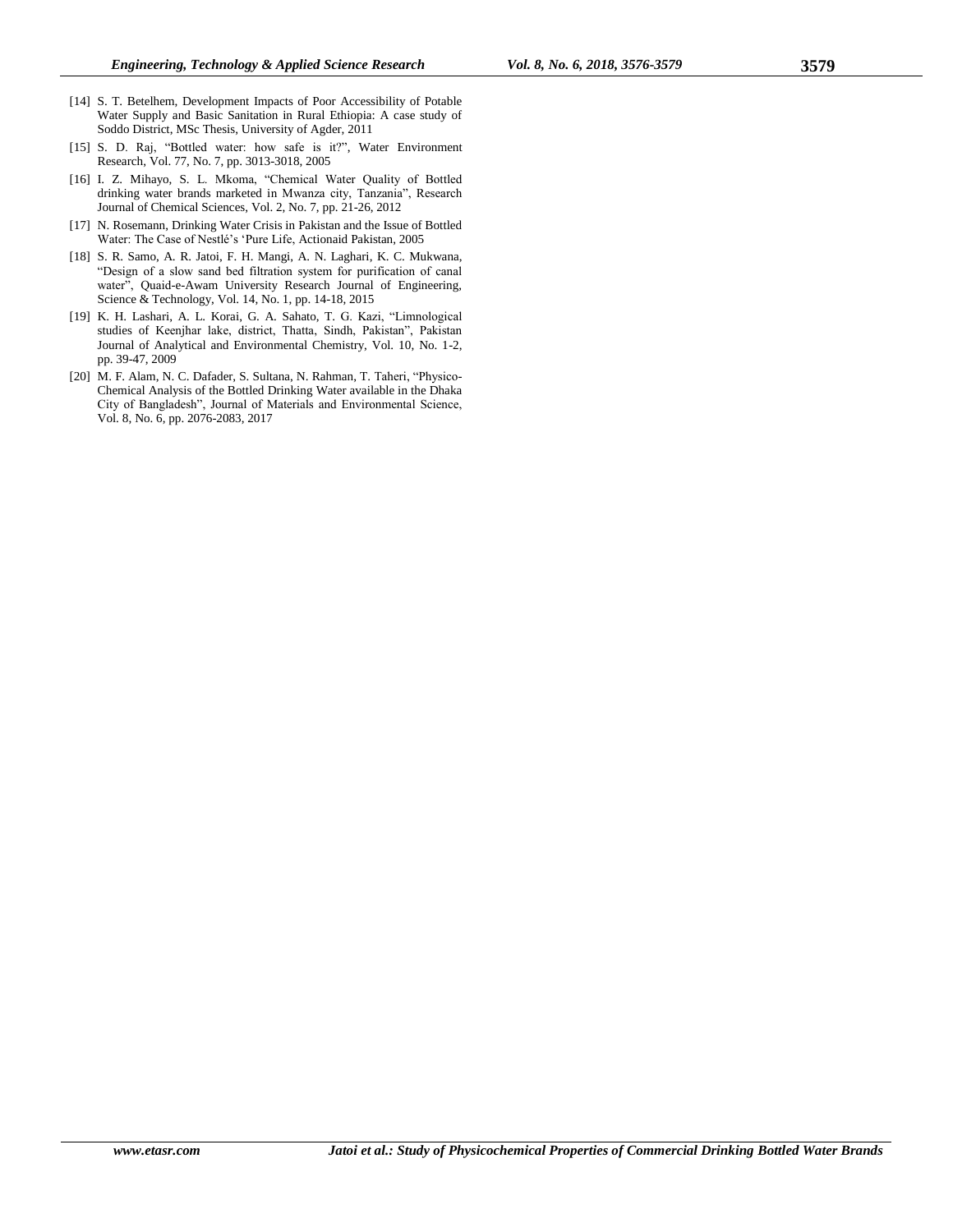[14] S. T. Betelhem, Development Impacts of Poor Accessibility of Potable Water Supply and Basic Sanitation in Rural Ethiopia: A case study of Soddo District, MSc Thesis, University of Agder, 2011

[15] S. D. Raj, "Bottled water: how safe is it?", Water Environment Research, Vol. 77, No. 7, pp. 3013-3018, 2005

[16] I. Z. Mihayo, S. L. Mkoma, "Chemical Water Quality of Bottled drinking water brands marketed in Mwanza city, Tanzania", Research Journal of Chemical Sciences, Vol. 2, No. 7, pp. 21-26, 2012

[17] N. Rosemann, Drinking Water Crisis in Pakistan and the Issue of Bottled Water: The Case of Nestlé's 'Pure Life, Actionaid Pakistan, 2005

[18] S. R. Samo, A. R. Jatoi, F. H. Mangi, A. N. Laghari, K. C. Mukwana, "Design of a slow sand bed filtration system for purification of canal water", Quaid-e-Awam University Research Journal of Engineering, Science & Technology, Vol. 14, No. 1, pp. 14-18, 2015

[19] K. H. Lashari, A. L. Korai, G. A. Sahato, T. G. Kazi, "Limnological studies of Keenjhar lake, district, Thatta, Sindh, Pakistan", Pakistan Journal of Analytical and Environmental Chemistry, Vol. 10, No. 1-2, pp. 39-47, 2009

[20] M. F. Alam, N. C. Dafader, S. Sultana, N. Rahman, T. Taheri, "Physico-Chemical Analysis of the Bottled Drinking Water available in the Dhaka City of Bangladesh", Journal of Materials and Environmental Science, Vol. 8, No. 6, pp. 2076-2083, 2017